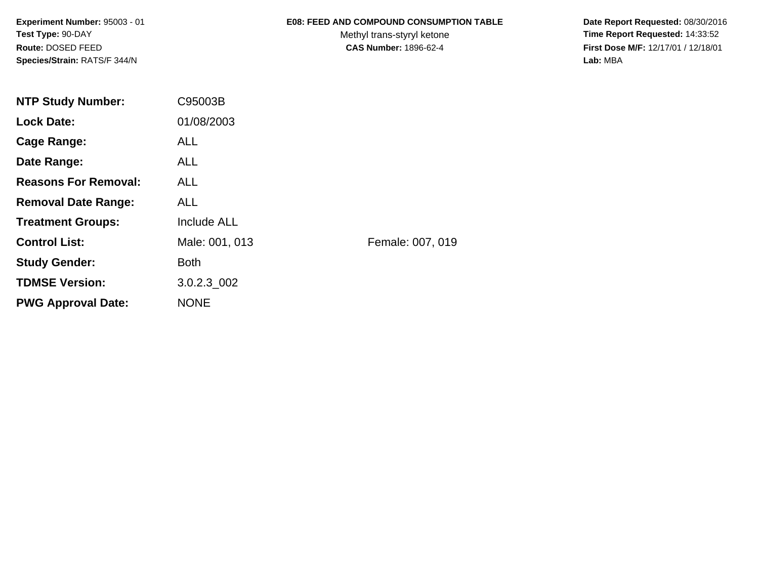**Experiment Number:** 95003 - 01
**Test Type:** 90-DAY
**Route:** DOSED FEED
**Species/Strain:** RATS/F 344/N

**E08: FEED AND COMPOUND CONSUMPTION TABLE**
Methyl trans-styryl ketone
**CAS Number:** 1896-62-4

**Date Report Requested:** 08/30/2016
**Time Report Requested:** 14:33:52
**First Dose M/F:** 12/17/01 / 12/18/01
**Lab:** MBA

| | | |
|---|---|---|
| **NTP Study Number:** | C95003B | |
| **Lock Date:** | 01/08/2003 | |
| **Cage Range:** | ALL | |
| **Date Range:** | ALL | |
| **Reasons For Removal:** | ALL | |
| **Removal Date Range:** | ALL | |
| **Treatment Groups:** | Include ALL | |
| **Control List:** | Male: 001, 013 | Female: 007, 019 |
| **Study Gender:** | Both | |
| **TDMSE Version:** | 3.0.2.3_002 | |
| **PWG Approval Date:** | NONE | |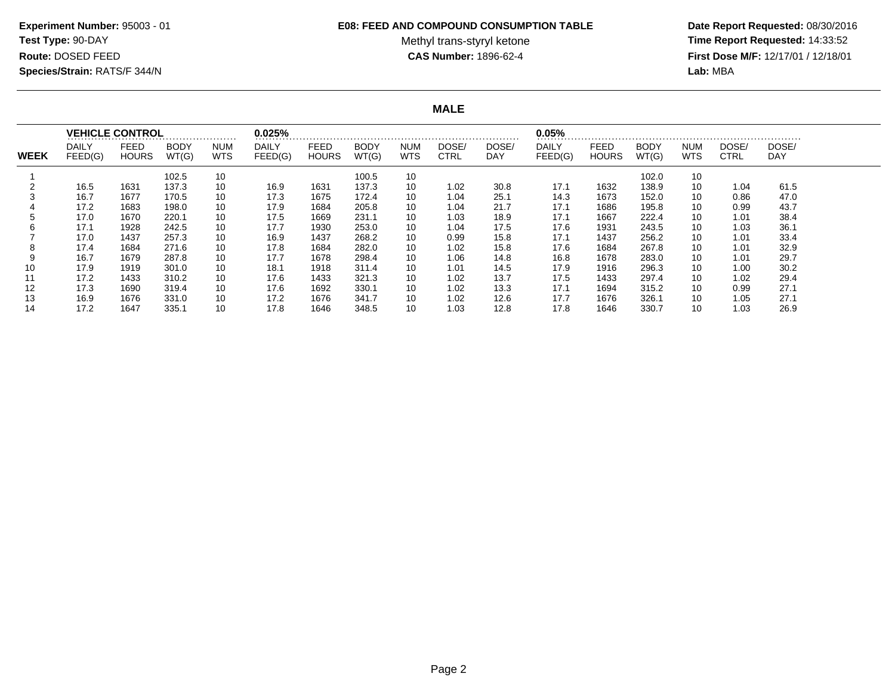**Experiment Number:** 95003 - 01
**Test Type:** 90-DAY
**Route:** DOSED FEED
**Species/Strain:** RATS/F 344/N

**E08: FEED AND COMPOUND CONSUMPTION TABLE**
Methyl trans-styryl ketone
**CAS Number:** 1896-62-4

**Date Report Requested:** 08/30/2016
**Time Report Requested:** 14:33:52
**First Dose M/F:** 12/17/01 / 12/18/01
**Lab:** MBA

## MALE

| | VEHICLE CONTROL | | | | 0.025% | | | | | | 0.05% | | | | | |
|---|---|---|---|---|---|---|---|---|---|---|---|---|---|---|---|---|
| WEEK | DAILY FEED(G) | FEED HOURS | BODY WT(G) | NUM WTS | DAILY FEED(G) | FEED HOURS | BODY WT(G) | NUM WTS | DOSE/ CTRL | DOSE/ DAY | DAILY FEED(G) | FEED HOURS | BODY WT(G) | NUM WTS | DOSE/ CTRL | DOSE/ DAY |
| 1 | | | 102.5 | 10 | | | 100.5 | 10 | | | | | 102.0 | 10 | | |
| 2 | 16.5 | 1631 | 137.3 | 10 | 16.9 | 1631 | 137.3 | 10 | 1.02 | 30.8 | 17.1 | 1632 | 138.9 | 10 | 1.04 | 61.5 |
| 3 | 16.7 | 1677 | 170.5 | 10 | 17.3 | 1675 | 172.4 | 10 | 1.04 | 25.1 | 14.3 | 1673 | 152.0 | 10 | 0.86 | 47.0 |
| 4 | 17.2 | 1683 | 198.0 | 10 | 17.9 | 1684 | 205.8 | 10 | 1.04 | 21.7 | 17.1 | 1686 | 195.8 | 10 | 0.99 | 43.7 |
| 5 | 17.0 | 1670 | 220.1 | 10 | 17.5 | 1669 | 231.1 | 10 | 1.03 | 18.9 | 17.1 | 1667 | 222.4 | 10 | 1.01 | 38.4 |
| 6 | 17.1 | 1928 | 242.5 | 10 | 17.7 | 1930 | 253.0 | 10 | 1.04 | 17.5 | 17.6 | 1931 | 243.5 | 10 | 1.03 | 36.1 |
| 7 | 17.0 | 1437 | 257.3 | 10 | 16.9 | 1437 | 268.2 | 10 | 0.99 | 15.8 | 17.1 | 1437 | 256.2 | 10 | 1.01 | 33.4 |
| 8 | 17.4 | 1684 | 271.6 | 10 | 17.8 | 1684 | 282.0 | 10 | 1.02 | 15.8 | 17.6 | 1684 | 267.8 | 10 | 1.01 | 32.9 |
| 9 | 16.7 | 1679 | 287.8 | 10 | 17.7 | 1678 | 298.4 | 10 | 1.06 | 14.8 | 16.8 | 1678 | 283.0 | 10 | 1.01 | 29.7 |
| 10 | 17.9 | 1919 | 301.0 | 10 | 18.1 | 1918 | 311.4 | 10 | 1.01 | 14.5 | 17.9 | 1916 | 296.3 | 10 | 1.00 | 30.2 |
| 11 | 17.2 | 1433 | 310.2 | 10 | 17.6 | 1433 | 321.3 | 10 | 1.02 | 13.7 | 17.5 | 1433 | 297.4 | 10 | 1.02 | 29.4 |
| 12 | 17.3 | 1690 | 319.4 | 10 | 17.6 | 1692 | 330.1 | 10 | 1.02 | 13.3 | 17.1 | 1694 | 315.2 | 10 | 0.99 | 27.1 |
| 13 | 16.9 | 1676 | 331.0 | 10 | 17.2 | 1676 | 341.7 | 10 | 1.02 | 12.6 | 17.7 | 1676 | 326.1 | 10 | 1.05 | 27.1 |
| 14 | 17.2 | 1647 | 335.1 | 10 | 17.8 | 1646 | 348.5 | 10 | 1.03 | 12.8 | 17.8 | 1646 | 330.7 | 10 | 1.03 | 26.9 |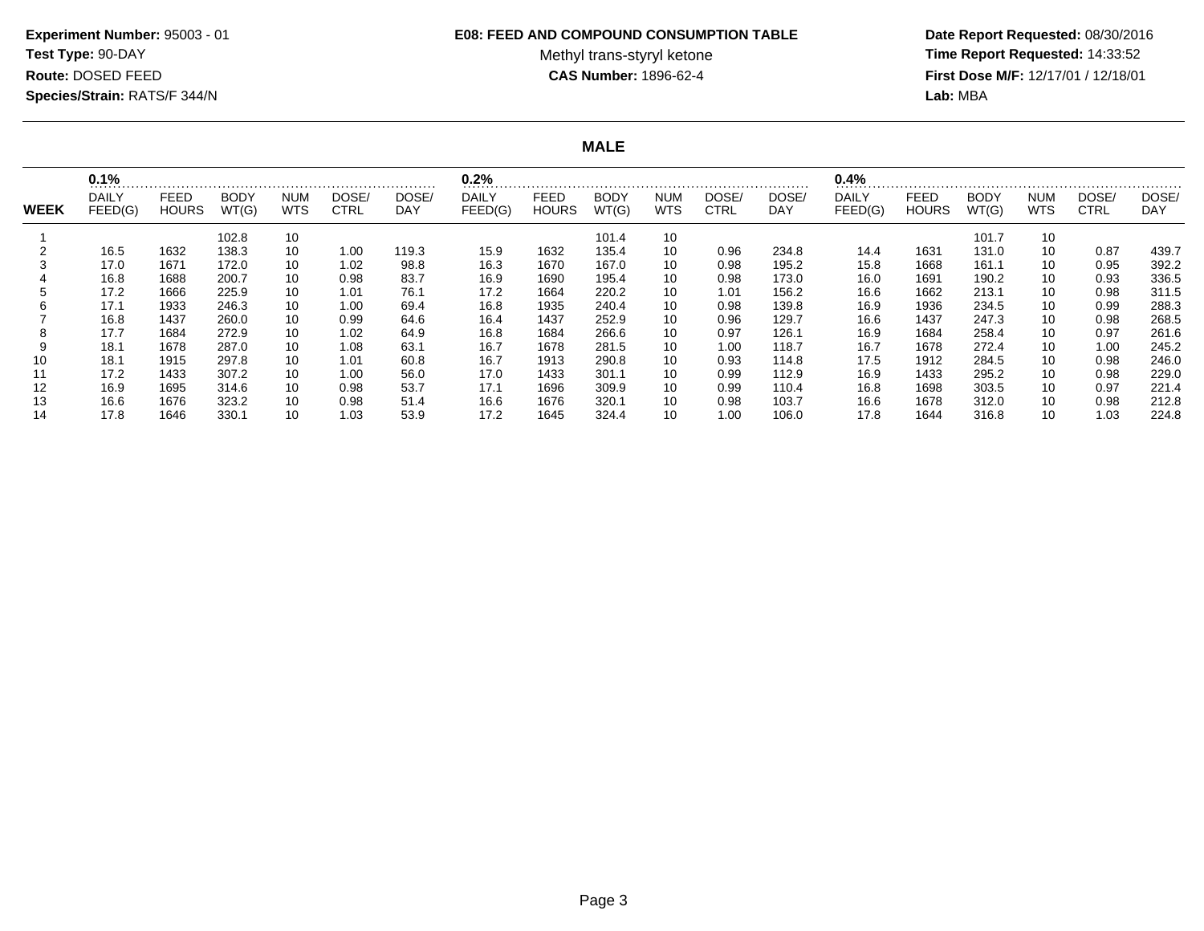**Experiment Number:** 95003 - 01
**Test Type:** 90-DAY
**Route:** DOSED FEED
**Species/Strain:** RATS/F 344/N

**E08: FEED AND COMPOUND CONSUMPTION TABLE**
Methyl trans-styryl ketone
**CAS Number:** 1896-62-4

**Date Report Requested:** 08/30/2016
**Time Report Requested:** 14:33:52
**First Dose M/F:** 12/17/01 / 12/18/01
**Lab:** MBA

## MALE

| | 0.1% | | | | | | 0.2% | | | | | | 0.4% | | | | | |
|---|---|---|---|---|---|---|---|---|---|---|---|---|---|---|---|---|---|---|
| WEEK | DAILY FEED(G) | FEED HOURS | BODY WT(G) | NUM WTS | DOSE/ CTRL | DOSE/ DAY | DAILY FEED(G) | FEED HOURS | BODY WT(G) | NUM WTS | DOSE/ CTRL | DOSE/ DAY | DAILY FEED(G) | FEED HOURS | BODY WT(G) | NUM WTS | DOSE/ CTRL | DOSE/ DAY |
| 1 | | | 102.8 | 10 | | | | | 101.4 | 10 | | | | | 101.7 | 10 | | |
| 2 | 16.5 | 1632 | 138.3 | 10 | 1.00 | 119.3 | 15.9 | 1632 | 135.4 | 10 | 0.96 | 234.8 | 14.4 | 1631 | 131.0 | 10 | 0.87 | 439.7 |
| 3 | 17.0 | 1671 | 172.0 | 10 | 1.02 | 98.8 | 16.3 | 1670 | 167.0 | 10 | 0.98 | 195.2 | 15.8 | 1668 | 161.1 | 10 | 0.95 | 392.2 |
| 4 | 16.8 | 1688 | 200.7 | 10 | 0.98 | 83.7 | 16.9 | 1690 | 195.4 | 10 | 0.98 | 173.0 | 16.0 | 1691 | 190.2 | 10 | 0.93 | 336.5 |
| 5 | 17.2 | 1666 | 225.9 | 10 | 1.01 | 76.1 | 17.2 | 1664 | 220.2 | 10 | 1.01 | 156.2 | 16.6 | 1662 | 213.1 | 10 | 0.98 | 311.5 |
| 6 | 17.1 | 1933 | 246.3 | 10 | 1.00 | 69.4 | 16.8 | 1935 | 240.4 | 10 | 0.98 | 139.8 | 16.9 | 1936 | 234.5 | 10 | 0.99 | 288.3 |
| 7 | 16.8 | 1437 | 260.0 | 10 | 0.99 | 64.6 | 16.4 | 1437 | 252.9 | 10 | 0.96 | 129.7 | 16.6 | 1437 | 247.3 | 10 | 0.98 | 268.5 |
| 8 | 17.7 | 1684 | 272.9 | 10 | 1.02 | 64.9 | 16.8 | 1684 | 266.6 | 10 | 0.97 | 126.1 | 16.9 | 1684 | 258.4 | 10 | 0.97 | 261.6 |
| 9 | 18.1 | 1678 | 287.0 | 10 | 1.08 | 63.1 | 16.7 | 1678 | 281.5 | 10 | 1.00 | 118.7 | 16.7 | 1678 | 272.4 | 10 | 1.00 | 245.2 |
| 10 | 18.1 | 1915 | 297.8 | 10 | 1.01 | 60.8 | 16.7 | 1913 | 290.8 | 10 | 0.93 | 114.8 | 17.5 | 1912 | 284.5 | 10 | 0.98 | 246.0 |
| 11 | 17.2 | 1433 | 307.2 | 10 | 1.00 | 56.0 | 17.0 | 1433 | 301.1 | 10 | 0.99 | 112.9 | 16.9 | 1433 | 295.2 | 10 | 0.98 | 229.0 |
| 12 | 16.9 | 1695 | 314.6 | 10 | 0.98 | 53.7 | 17.1 | 1696 | 309.9 | 10 | 0.99 | 110.4 | 16.8 | 1698 | 303.5 | 10 | 0.97 | 221.4 |
| 13 | 16.6 | 1676 | 323.2 | 10 | 0.98 | 51.4 | 16.6 | 1676 | 320.1 | 10 | 0.98 | 103.7 | 16.6 | 1678 | 312.0 | 10 | 0.98 | 212.8 |
| 14 | 17.8 | 1646 | 330.1 | 10 | 1.03 | 53.9 | 17.2 | 1645 | 324.4 | 10 | 1.00 | 106.0 | 17.8 | 1644 | 316.8 | 10 | 1.03 | 224.8 |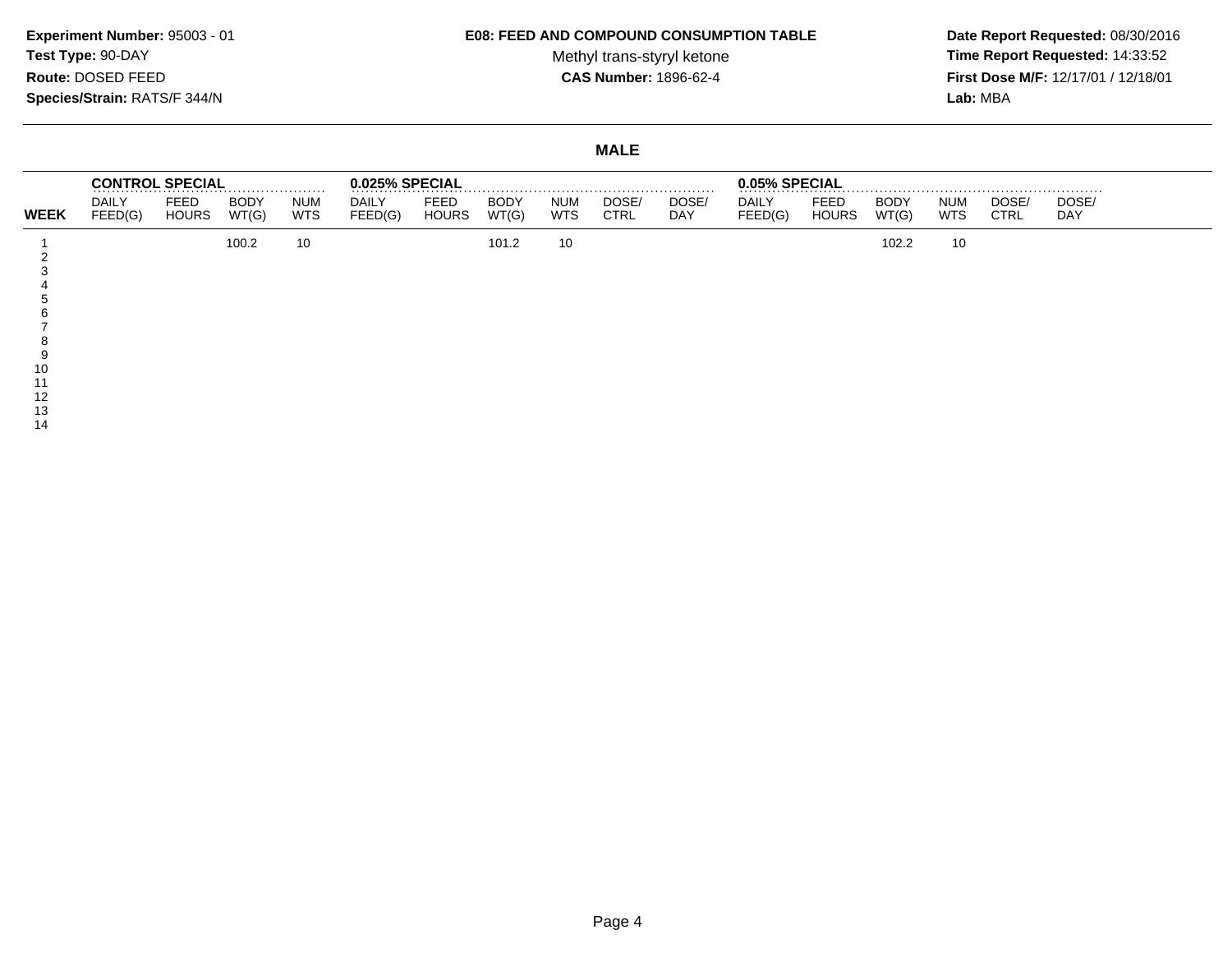**Experiment Number:** 95003 - 01
**Test Type:** 90-DAY
**Route:** DOSED FEED
**Species/Strain:** RATS/F 344/N

**E08: FEED AND COMPOUND CONSUMPTION TABLE**
Methyl trans-styryl ketone
**CAS Number:** 1896-62-4

**Date Report Requested:** 08/30/2016
**Time Report Requested:** 14:33:52
**First Dose M/F:** 12/17/01 / 12/18/01
**Lab:** MBA

## MALE

| | CONTROL SPECIAL | | | | 0.025% SPECIAL | | | | | | 0.05% SPECIAL | | | | | |
|---|---|---|---|---|---|---|---|---|---|---|---|---|---|---|---|---|
| **WEEK** | DAILY FEED(G) | FEED HOURS | BODY WT(G) | NUM WTS | DAILY FEED(G) | FEED HOURS | BODY WT(G) | NUM WTS | DOSE/ CTRL | DOSE/ DAY | DAILY FEED(G) | FEED HOURS | BODY WT(G) | NUM WTS | DOSE/ CTRL | DOSE/ DAY |
| 1 | | | 100.2 | 10 | | | 101.2 | 10 | | | | | 102.2 | 10 | | |
| 2 | | | | | | | | | | | | | | | | |
| 3 | | | | | | | | | | | | | | | | |
| 4 | | | | | | | | | | | | | | | | |
| 5 | | | | | | | | | | | | | | | | |
| 6 | | | | | | | | | | | | | | | | |
| 7 | | | | | | | | | | | | | | | | |
| 8 | | | | | | | | | | | | | | | | |
| 9 | | | | | | | | | | | | | | | | |
| 10 | | | | | | | | | | | | | | | | |
| 11 | | | | | | | | | | | | | | | | |
| 12 | | | | | | | | | | | | | | | | |
| 13 | | | | | | | | | | | | | | | | |
| 14 | | | | | | | | | | | | | | | | |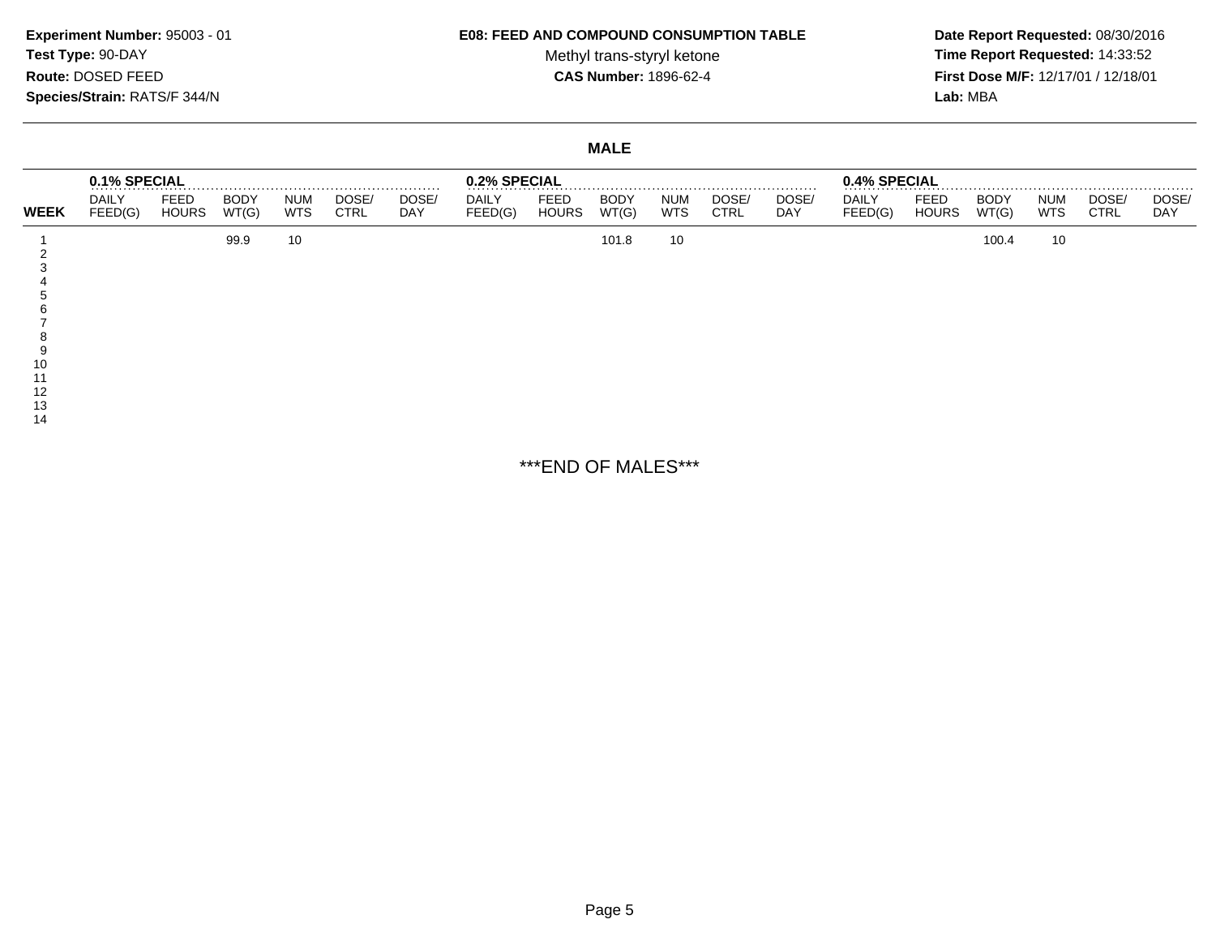**Experiment Number:** 95003 - 01
**Test Type:** 90-DAY
**Route:** DOSED FEED
**Species/Strain:** RATS/F 344/N

**E08: FEED AND COMPOUND CONSUMPTION TABLE**
Methyl trans-styryl ketone
**CAS Number:** 1896-62-4

**Date Report Requested:** 08/30/2016
**Time Report Requested:** 14:33:52
**First Dose M/F:** 12/17/01 / 12/18/01
**Lab:** MBA

## MALE

| | 0.1% SPECIAL | | | | | | 0.2% SPECIAL | | | | | | 0.4% SPECIAL | | | | | |
|---|---|---|---|---|---|---|---|---|---|---|---|---|---|---|---|---|---|---|
| **WEEK** | DAILY FEED(G) | FEED HOURS | BODY WT(G) | NUM WTS | DOSE/ CTRL | DOSE/ DAY | DAILY FEED(G) | FEED HOURS | BODY WT(G) | NUM WTS | DOSE/ CTRL | DOSE/ DAY | DAILY FEED(G) | FEED HOURS | BODY WT(G) | NUM WTS | DOSE/ CTRL | DOSE/ DAY |
| 1 | | | 99.9 | 10 | | | | | 101.8 | 10 | | | | | 100.4 | 10 | | |
| 2 | | | | | | | | | | | | | | | | | | |
| 3 | | | | | | | | | | | | | | | | | | |
| 4 | | | | | | | | | | | | | | | | | | |
| 5 | | | | | | | | | | | | | | | | | | |
| 6 | | | | | | | | | | | | | | | | | | |
| 7 | | | | | | | | | | | | | | | | | | |
| 8 | | | | | | | | | | | | | | | | | | |
| 9 | | | | | | | | | | | | | | | | | | |
| 10 | | | | | | | | | | | | | | | | | | |
| 11 | | | | | | | | | | | | | | | | | | |
| 12 | | | | | | | | | | | | | | | | | | |
| 13 | | | | | | | | | | | | | | | | | | |
| 14 | | | | | | | | | | | | | | | | | | |

***END OF MALES***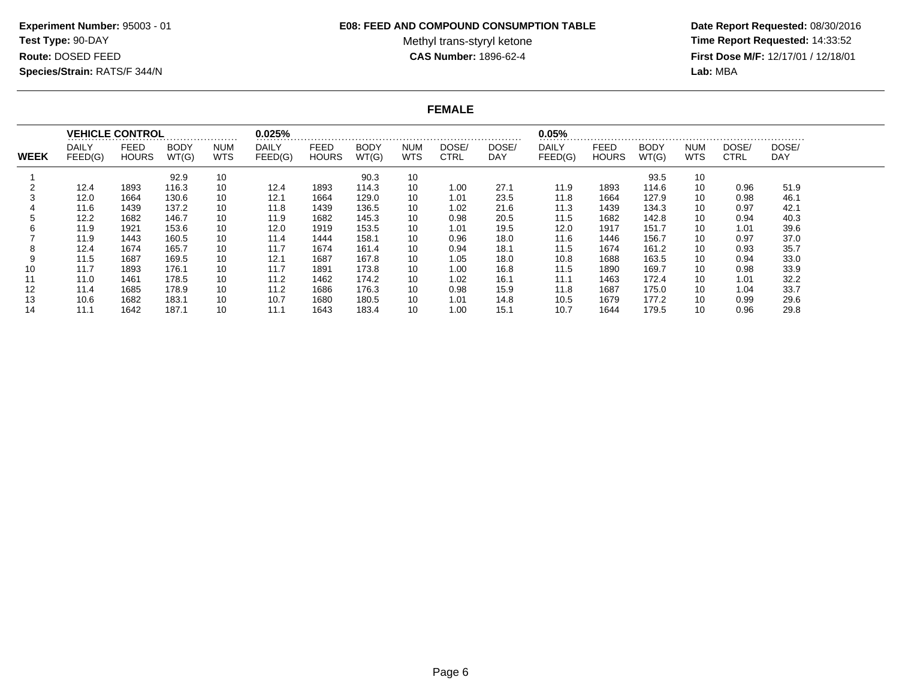**Experiment Number:** 95003 - 01
**Test Type:** 90-DAY
**Route:** DOSED FEED
**Species/Strain:** RATS/F 344/N

**E08: FEED AND COMPOUND CONSUMPTION TABLE**
Methyl trans-styryl ketone
**CAS Number:** 1896-62-4

**Date Report Requested:** 08/30/2016
**Time Report Requested:** 14:33:52
**First Dose M/F:** 12/17/01 / 12/18/01
**Lab:** MBA

## FEMALE

| | VEHICLE CONTROL | | | | 0.025% | | | | | | 0.05% | | | | | |
|---|---|---|---|---|---|---|---|---|---|---|---|---|---|---|---|---|
| WEEK | DAILY FEED(G) | FEED HOURS | BODY WT(G) | NUM WTS | DAILY FEED(G) | FEED HOURS | BODY WT(G) | NUM WTS | DOSE/ CTRL | DOSE/ DAY | DAILY FEED(G) | FEED HOURS | BODY WT(G) | NUM WTS | DOSE/ CTRL | DOSE/ DAY |
| 1 | | | 92.9 | 10 | | | 90.3 | 10 | | | | | 93.5 | 10 | | |
| 2 | 12.4 | 1893 | 116.3 | 10 | 12.4 | 1893 | 114.3 | 10 | 1.00 | 27.1 | 11.9 | 1893 | 114.6 | 10 | 0.96 | 51.9 |
| 3 | 12.0 | 1664 | 130.6 | 10 | 12.1 | 1664 | 129.0 | 10 | 1.01 | 23.5 | 11.8 | 1664 | 127.9 | 10 | 0.98 | 46.1 |
| 4 | 11.6 | 1439 | 137.2 | 10 | 11.8 | 1439 | 136.5 | 10 | 1.02 | 21.6 | 11.3 | 1439 | 134.3 | 10 | 0.97 | 42.1 |
| 5 | 12.2 | 1682 | 146.7 | 10 | 11.9 | 1682 | 145.3 | 10 | 0.98 | 20.5 | 11.5 | 1682 | 142.8 | 10 | 0.94 | 40.3 |
| 6 | 11.9 | 1921 | 153.6 | 10 | 12.0 | 1919 | 153.5 | 10 | 1.01 | 19.5 | 12.0 | 1917 | 151.7 | 10 | 1.01 | 39.6 |
| 7 | 11.9 | 1443 | 160.5 | 10 | 11.4 | 1444 | 158.1 | 10 | 0.96 | 18.0 | 11.6 | 1446 | 156.7 | 10 | 0.97 | 37.0 |
| 8 | 12.4 | 1674 | 165.7 | 10 | 11.7 | 1674 | 161.4 | 10 | 0.94 | 18.1 | 11.5 | 1674 | 161.2 | 10 | 0.93 | 35.7 |
| 9 | 11.5 | 1687 | 169.5 | 10 | 12.1 | 1687 | 167.8 | 10 | 1.05 | 18.0 | 10.8 | 1688 | 163.5 | 10 | 0.94 | 33.0 |
| 10 | 11.7 | 1893 | 176.1 | 10 | 11.7 | 1891 | 173.8 | 10 | 1.00 | 16.8 | 11.5 | 1890 | 169.7 | 10 | 0.98 | 33.9 |
| 11 | 11.0 | 1461 | 178.5 | 10 | 11.2 | 1462 | 174.2 | 10 | 1.02 | 16.1 | 11.1 | 1463 | 172.4 | 10 | 1.01 | 32.2 |
| 12 | 11.4 | 1685 | 178.9 | 10 | 11.2 | 1686 | 176.3 | 10 | 0.98 | 15.9 | 11.8 | 1687 | 175.0 | 10 | 1.04 | 33.7 |
| 13 | 10.6 | 1682 | 183.1 | 10 | 10.7 | 1680 | 180.5 | 10 | 1.01 | 14.8 | 10.5 | 1679 | 177.2 | 10 | 0.99 | 29.6 |
| 14 | 11.1 | 1642 | 187.1 | 10 | 11.1 | 1643 | 183.4 | 10 | 1.00 | 15.1 | 10.7 | 1644 | 179.5 | 10 | 0.96 | 29.8 |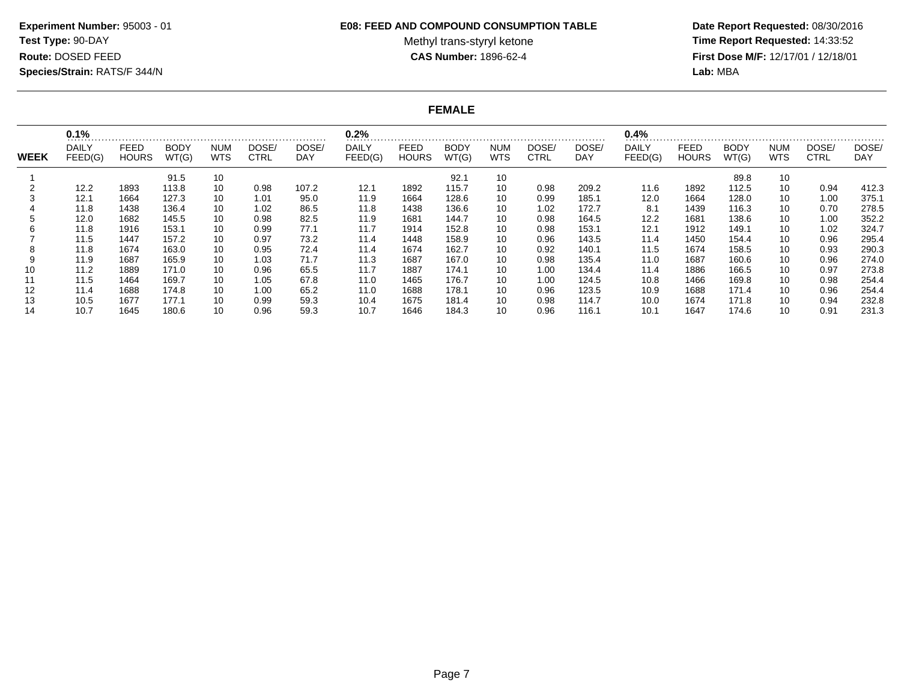**Experiment Number:** 95003 - 01
**Test Type:** 90-DAY
**Route:** DOSED FEED
**Species/Strain:** RATS/F 344/N

**E08: FEED AND COMPOUND CONSUMPTION TABLE**
Methyl trans-styryl ketone
**CAS Number:** 1896-62-4

**Date Report Requested:** 08/30/2016
**Time Report Requested:** 14:33:52
**First Dose M/F:** 12/17/01 / 12/18/01
**Lab:** MBA

## FEMALE

| | 0.1% | | | | | | 0.2% | | | | | | 0.4% | | | | | |
|---|---|---|---|---|---|---|---|---|---|---|---|---|---|---|---|---|---|---|
| **WEEK** | DAILY FEED(G) | FEED HOURS | BODY WT(G) | NUM WTS | DOSE/ CTRL | DOSE/ DAY | DAILY FEED(G) | FEED HOURS | BODY WT(G) | NUM WTS | DOSE/ CTRL | DOSE/ DAY | DAILY FEED(G) | FEED HOURS | BODY WT(G) | NUM WTS | DOSE/ CTRL | DOSE/ DAY |
| 1 | | | 91.5 | 10 | | | | | 92.1 | 10 | | | | | 89.8 | 10 | | |
| 2 | 12.2 | 1893 | 113.8 | 10 | 0.98 | 107.2 | 12.1 | 1892 | 115.7 | 10 | 0.98 | 209.2 | 11.6 | 1892 | 112.5 | 10 | 0.94 | 412.3 |
| 3 | 12.1 | 1664 | 127.3 | 10 | 1.01 | 95.0 | 11.9 | 1664 | 128.6 | 10 | 0.99 | 185.1 | 12.0 | 1664 | 128.0 | 10 | 1.00 | 375.1 |
| 4 | 11.8 | 1438 | 136.4 | 10 | 1.02 | 86.5 | 11.8 | 1438 | 136.6 | 10 | 1.02 | 172.7 | 8.1 | 1439 | 116.3 | 10 | 0.70 | 278.5 |
| 5 | 12.0 | 1682 | 145.5 | 10 | 0.98 | 82.5 | 11.9 | 1681 | 144.7 | 10 | 0.98 | 164.5 | 12.2 | 1681 | 138.6 | 10 | 1.00 | 352.2 |
| 6 | 11.8 | 1916 | 153.1 | 10 | 0.99 | 77.1 | 11.7 | 1914 | 152.8 | 10 | 0.98 | 153.1 | 12.1 | 1912 | 149.1 | 10 | 1.02 | 324.7 |
| 7 | 11.5 | 1447 | 157.2 | 10 | 0.97 | 73.2 | 11.4 | 1448 | 158.9 | 10 | 0.96 | 143.5 | 11.4 | 1450 | 154.4 | 10 | 0.96 | 295.4 |
| 8 | 11.8 | 1674 | 163.0 | 10 | 0.95 | 72.4 | 11.4 | 1674 | 162.7 | 10 | 0.92 | 140.1 | 11.5 | 1674 | 158.5 | 10 | 0.93 | 290.3 |
| 9 | 11.9 | 1687 | 165.9 | 10 | 1.03 | 71.7 | 11.3 | 1687 | 167.0 | 10 | 0.98 | 135.4 | 11.0 | 1687 | 160.6 | 10 | 0.96 | 274.0 |
| 10 | 11.2 | 1889 | 171.0 | 10 | 0.96 | 65.5 | 11.7 | 1887 | 174.1 | 10 | 1.00 | 134.4 | 11.4 | 1886 | 166.5 | 10 | 0.97 | 273.8 |
| 11 | 11.5 | 1464 | 169.7 | 10 | 1.05 | 67.8 | 11.0 | 1465 | 176.7 | 10 | 1.00 | 124.5 | 10.8 | 1466 | 169.8 | 10 | 0.98 | 254.4 |
| 12 | 11.4 | 1688 | 174.8 | 10 | 1.00 | 65.2 | 11.0 | 1688 | 178.1 | 10 | 0.96 | 123.5 | 10.9 | 1688 | 171.4 | 10 | 0.96 | 254.4 |
| 13 | 10.5 | 1677 | 177.1 | 10 | 0.99 | 59.3 | 10.4 | 1675 | 181.4 | 10 | 0.98 | 114.7 | 10.0 | 1674 | 171.8 | 10 | 0.94 | 232.8 |
| 14 | 10.7 | 1645 | 180.6 | 10 | 0.96 | 59.3 | 10.7 | 1646 | 184.3 | 10 | 0.96 | 116.1 | 10.1 | 1647 | 174.6 | 10 | 0.91 | 231.3 |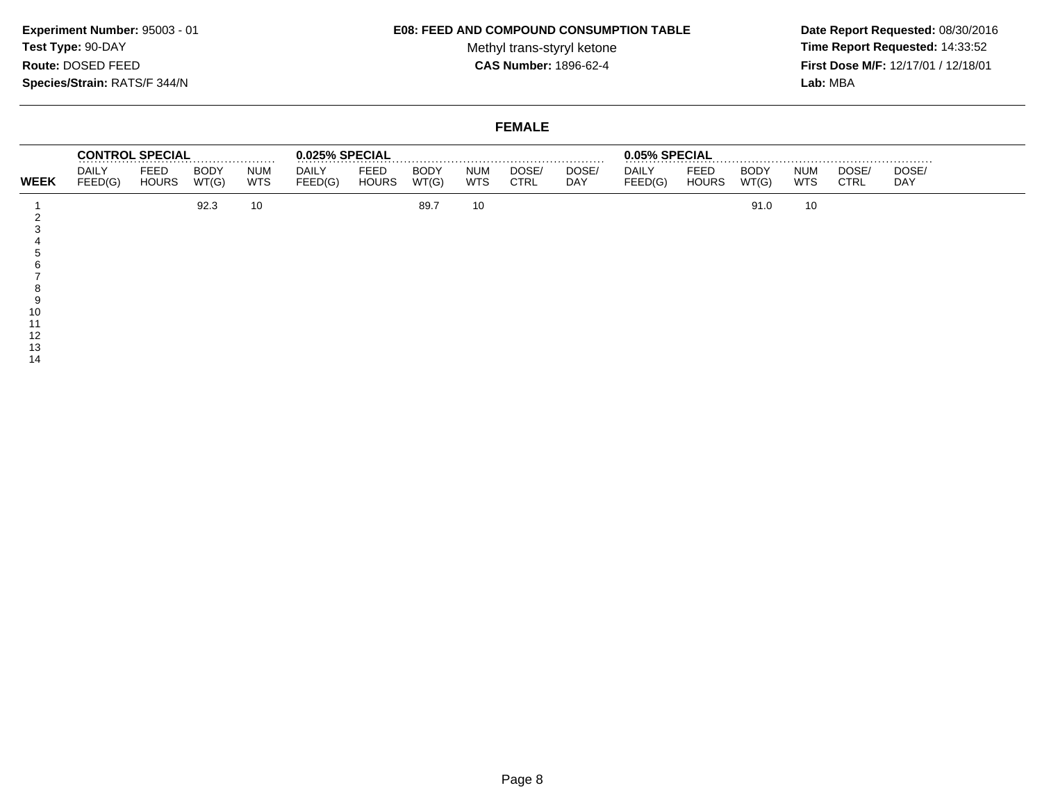**Experiment Number:** 95003 - 01
**Test Type:** 90-DAY
**Route:** DOSED FEED
**Species/Strain:** RATS/F 344/N

**E08: FEED AND COMPOUND CONSUMPTION TABLE**
Methyl trans-styryl ketone
**CAS Number:** 1896-62-4

**Date Report Requested:** 08/30/2016
**Time Report Requested:** 14:33:52
**First Dose M/F:** 12/17/01 / 12/18/01
**Lab:** MBA

## FEMALE

| | CONTROL SPECIAL | | | | 0.025% SPECIAL | | | | | | 0.05% SPECIAL | | | | | |
|---|---|---|---|---|---|---|---|---|---|---|---|---|---|---|---|---|
| **WEEK** | DAILY FEED(G) | FEED HOURS | BODY WT(G) | NUM WTS | DAILY FEED(G) | FEED HOURS | BODY WT(G) | NUM WTS | DOSE/ CTRL | DOSE/ DAY | DAILY FEED(G) | FEED HOURS | BODY WT(G) | NUM WTS | DOSE/ CTRL | DOSE/ DAY |
| 1 | | | 92.3 | 10 | | | 89.7 | 10 | | | | | 91.0 | 10 | | |
| 2 | | | | | | | | | | | | | | | | |
| 3 | | | | | | | | | | | | | | | | |
| 4 | | | | | | | | | | | | | | | | |
| 5 | | | | | | | | | | | | | | | | |
| 6 | | | | | | | | | | | | | | | | |
| 7 | | | | | | | | | | | | | | | | |
| 8 | | | | | | | | | | | | | | | | |
| 9 | | | | | | | | | | | | | | | | |
| 10 | | | | | | | | | | | | | | | | |
| 11 | | | | | | | | | | | | | | | | |
| 12 | | | | | | | | | | | | | | | | |
| 13 | | | | | | | | | | | | | | | | |
| 14 | | | | | | | | | | | | | | | | |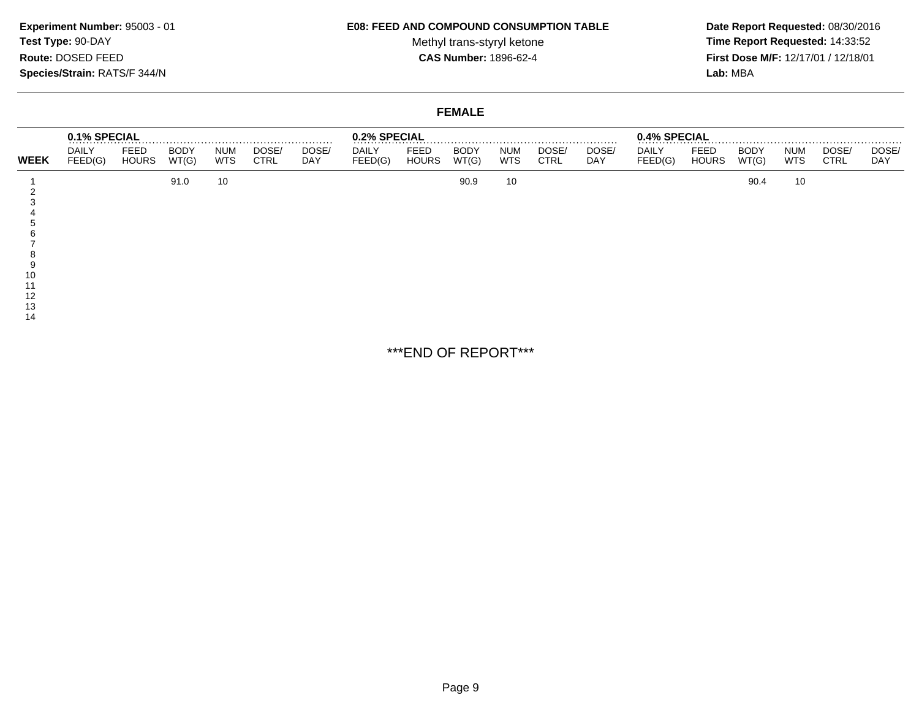**Experiment Number:** 95003 - 01
**Test Type:** 90-DAY
**Route:** DOSED FEED
**Species/Strain:** RATS/F 344/N

**E08: FEED AND COMPOUND CONSUMPTION TABLE**
Methyl trans-styryl ketone
**CAS Number:** 1896-62-4

**Date Report Requested:** 08/30/2016
**Time Report Requested:** 14:33:52
**First Dose M/F:** 12/17/01 / 12/18/01
**Lab:** MBA

## FEMALE

| | 0.1% SPECIAL | | | | | | 0.2% SPECIAL | | | | | | 0.4% SPECIAL | | | | | |
|---|---|---|---|---|---|---|---|---|---|---|---|---|---|---|---|---|---|---|
| WEEK | DAILY FEED(G) | FEED HOURS | BODY WT(G) | NUM WTS | DOSE/ CTRL | DOSE/ DAY | DAILY FEED(G) | FEED HOURS | BODY WT(G) | NUM WTS | DOSE/ CTRL | DOSE/ DAY | DAILY FEED(G) | FEED HOURS | BODY WT(G) | NUM WTS | DOSE/ CTRL | DOSE/ DAY |
| 1 | | | 91.0 | 10 | | | | | 90.9 | 10 | | | | | 90.4 | 10 | | |
| 2 | | | | | | | | | | | | | | | | | | |
| 3 | | | | | | | | | | | | | | | | | | |
| 4 | | | | | | | | | | | | | | | | | | |
| 5 | | | | | | | | | | | | | | | | | | |
| 6 | | | | | | | | | | | | | | | | | | |
| 7 | | | | | | | | | | | | | | | | | | |
| 8 | | | | | | | | | | | | | | | | | | |
| 9 | | | | | | | | | | | | | | | | | | |
| 10 | | | | | | | | | | | | | | | | | | |
| 11 | | | | | | | | | | | | | | | | | | |
| 12 | | | | | | | | | | | | | | | | | | |
| 13 | | | | | | | | | | | | | | | | | | |
| 14 | | | | | | | | | | | | | | | | | | |

***END OF REPORT***